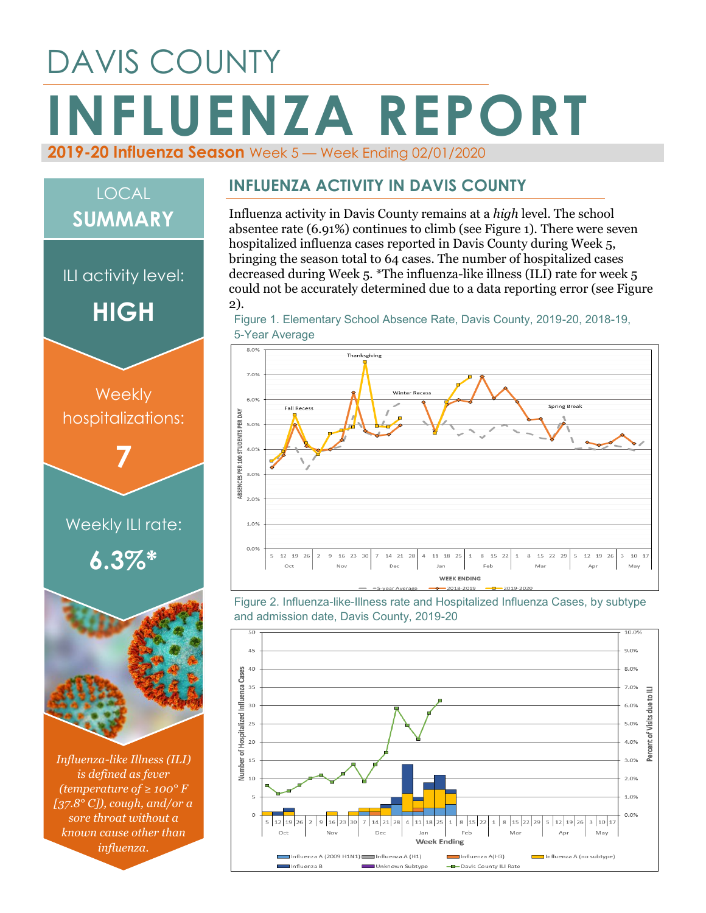# DAVIS COUNTY

# INFLUENZA REPORT

**2019-20 Influenza Season** Week 5 — Week Ending 02/01/2020

## LOCAL SUMMARY

ILI activity level:

**HIGH**

Weekly hospitalizations:

**7**

Weekly ILI rate:

**6.3%***

*Influenza-like Illness (ILI) is defined as fever (temperature of ≥ 100° F [37.8° C]), cough, and/or a sore throat without a known cause other than influenza.*

## INFLUENZA ACTIVITY IN DAVIS COUNTY

Influenza activity in Davis County remains at a *high* level. The school absentee rate (6.91%) continues to climb (see Figure 1). There were seven hospitalized influenza cases reported in Davis County during Week 5, bringing the season total to 64 cases. The number of hospitalized cases decreased during Week 5. *The influenza-like illness (ILI) rate for week 5 could not be accurately determined due to a data reporting error (see Figure 2).

Figure 1. Elementary School Absence Rate, Davis County, 2019-20, 2018-19, 5-Year Average

Figure 2. Influenza-like-Illness rate and Hospitalized Influenza Cases, by subtype and admission date, Davis County, 2019-20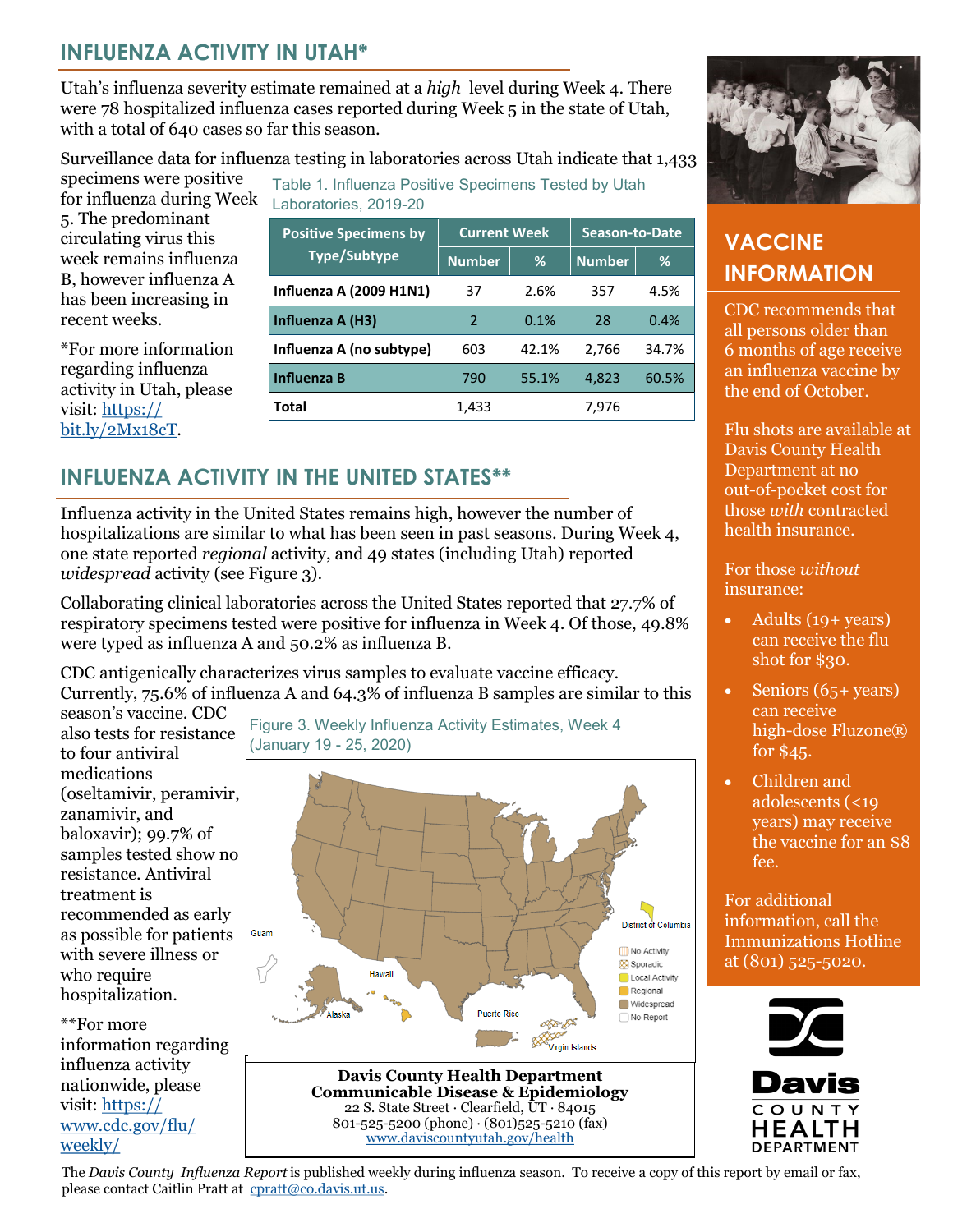## INFLUENZA ACTIVITY IN UTAH*

Utah's influenza severity estimate remained at a *high* level during Week 4. There were 78 hospitalized influenza cases reported during Week 5 in the state of Utah, with a total of 640 cases so far this season.

Surveillance data for influenza testing in laboratories across Utah indicate that 1,433 specimens were positive for influenza during Week 5. The predominant circulating virus this week remains influenza B, however influenza A has been increasing in recent weeks.

*For more information regarding influenza activity in Utah, please visit: https://bit.ly/2Mx18cT.

Table 1. Influenza Positive Specimens Tested by Utah Laboratories, 2019-20

| Positive Specimens by Type/Subtype | Current Week | | Season-to-Date | |
|---|---|---|---|---|
| | Number | % | Number | % |
| Influenza A (2009 H1N1) | 37 | 2.6% | 357 | 4.5% |
| Influenza A (H3) | 2 | 0.1% | 28 | 0.4% |
| Influenza A (no subtype) | 603 | 42.1% | 2,766 | 34.7% |
| Influenza B | 790 | 55.1% | 4,823 | 60.5% |
| Total | 1,433 | | 7,976 | |

## INFLUENZA ACTIVITY IN THE UNITED STATES**

Influenza activity in the United States remains high, however the number of hospitalizations are similar to what has been seen in past seasons. During Week 4, one state reported *regional* activity, and 49 states (including Utah) reported *widespread* activity (see Figure 3).

Collaborating clinical laboratories across the United States reported that 27.7% of respiratory specimens tested were positive for influenza in Week 4. Of those, 49.8% were typed as influenza A and 50.2% as influenza B.

CDC antigenically characterizes virus samples to evaluate vaccine efficacy. Currently, 75.6% of influenza A and 64.3% of influenza B samples are similar to this season's vaccine. CDC also tests for resistance to four antiviral medications (oseltamivir, peramivir, zanamivir, and baloxavir); 99.7% of samples tested show no resistance. Antiviral treatment is recommended as early as possible for patients with severe illness or who require hospitalization.

**For more information regarding influenza activity nationwide, please visit: https://www.cdc.gov/flu/weekly/

Figure 3. Weekly Influenza Activity Estimates, Week 4 (January 19 - 25, 2020)

Guam
District of Columbia
Hawaii
Alaska
Puerto Rico
Virgin Islands
No Activity
Sporadic
Local Activity
Regional
Widespread
No Report

**Davis County Health Department**
**Communicable Disease & Epidemiology**
22 S. State Street · Clearfield, UT · 84015
801-525-5200 (phone) · (801)525-5210 (fax)
www.daviscountyutah.gov/health

## VACCINE INFORMATION

CDC recommends that all persons older than 6 months of age receive an influenza vaccine by the end of October.

Flu shots are available at Davis County Health Department at no out-of-pocket cost for those *with* contracted health insurance.

For those *without* insurance:

- Adults (19+ years) can receive the flu shot for $30.
- Seniors (65+ years) can receive high-dose Fluzone® for $45.
- Children and adolescents (<19 years) may receive the vaccine for an $8 fee.

For additional information, call the Immunizations Hotline at (801) 525-5020.

Davis COUNTY HEALTH DEPARTMENT

The *Davis County Influenza Report* is published weekly during influenza season. To receive a copy of this report by email or fax, please contact Caitlin Pratt at cpratt@co.davis.ut.us.